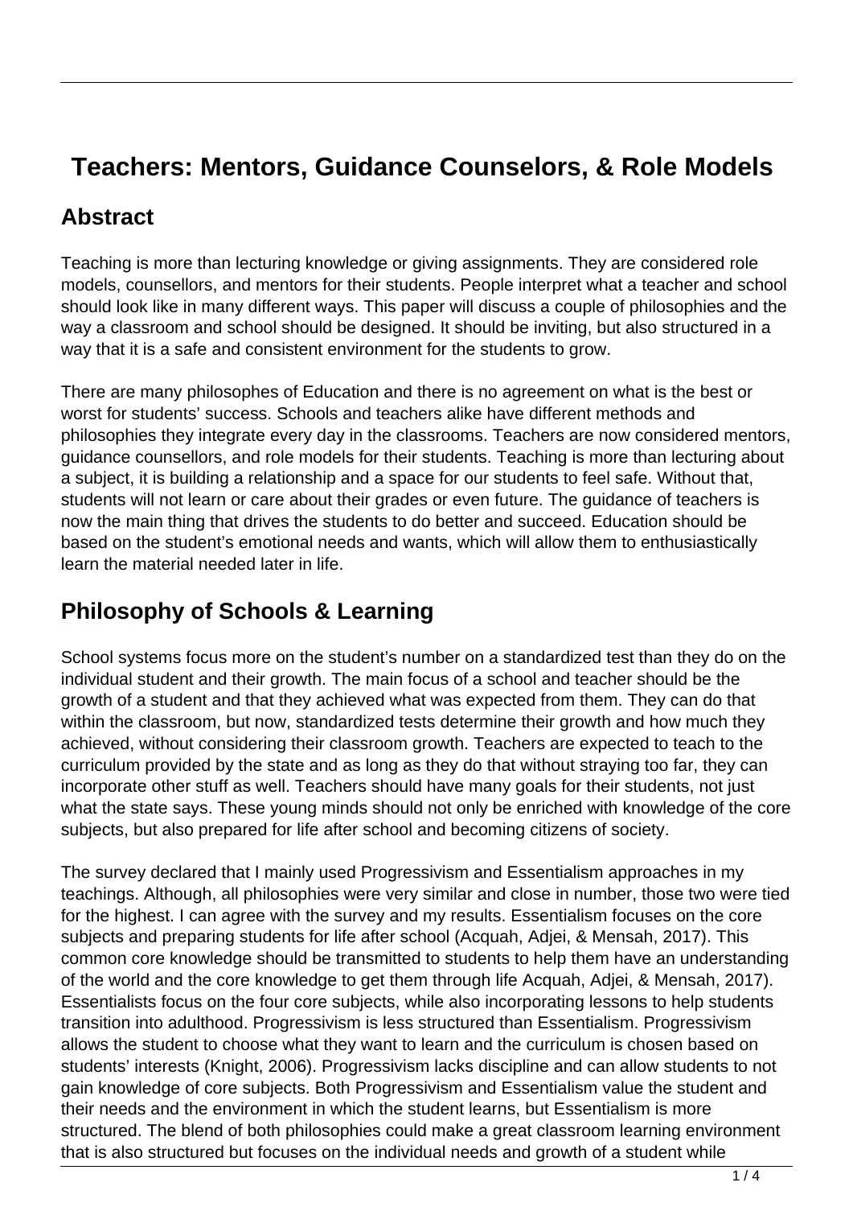# Teachers: Mentors, Guidance Counselors, & Role Models

## Abstract

Teaching is more than lecturing knowledge or giving assignments. They are considered role models, counsellors, and mentors for their students. People interpret what a teacher and school should look like in many different ways. This paper will discuss a couple of philosophies and the way a classroom and school should be designed. It should be inviting, but also structured in a way that it is a safe and consistent environment for the students to grow.

There are many philosophes of Education and there is no agreement on what is the best or worst for students' success. Schools and teachers alike have different methods and philosophies they integrate every day in the classrooms. Teachers are now considered mentors, guidance counsellors, and role models for their students. Teaching is more than lecturing about a subject, it is building a relationship and a space for our students to feel safe. Without that, students will not learn or care about their grades or even future. The guidance of teachers is now the main thing that drives the students to do better and succeed. Education should be based on the student's emotional needs and wants, which will allow them to enthusiastically learn the material needed later in life.

## Philosophy of Schools & Learning

School systems focus more on the student's number on a standardized test than they do on the individual student and their growth. The main focus of a school and teacher should be the growth of a student and that they achieved what was expected from them. They can do that within the classroom, but now, standardized tests determine their growth and how much they achieved, without considering their classroom growth. Teachers are expected to teach to the curriculum provided by the state and as long as they do that without straying too far, they can incorporate other stuff as well. Teachers should have many goals for their students, not just what the state says. These young minds should not only be enriched with knowledge of the core subjects, but also prepared for life after school and becoming citizens of society.

The survey declared that I mainly used Progressivism and Essentialism approaches in my teachings. Although, all philosophies were very similar and close in number, those two were tied for the highest. I can agree with the survey and my results. Essentialism focuses on the core subjects and preparing students for life after school (Acquah, Adjei, & Mensah, 2017). This common core knowledge should be transmitted to students to help them have an understanding of the world and the core knowledge to get them through life Acquah, Adjei, & Mensah, 2017). Essentialists focus on the four core subjects, while also incorporating lessons to help students transition into adulthood. Progressivism is less structured than Essentialism. Progressivism allows the student to choose what they want to learn and the curriculum is chosen based on students' interests (Knight, 2006). Progressivism lacks discipline and can allow students to not gain knowledge of core subjects. Both Progressivism and Essentialism value the student and their needs and the environment in which the student learns, but Essentialism is more structured. The blend of both philosophies could make a great classroom learning environment that is also structured but focuses on the individual needs and growth of a student while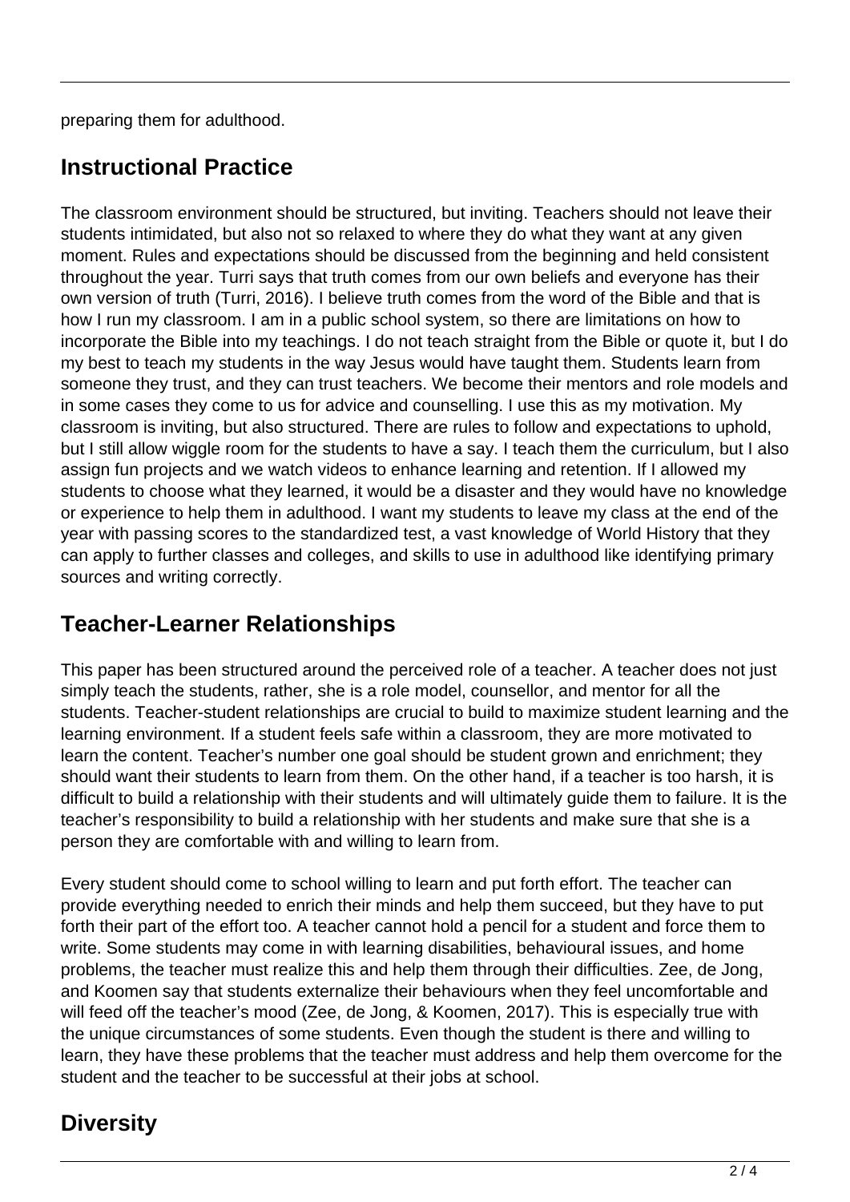preparing them for adulthood.

## Instructional Practice

The classroom environment should be structured, but inviting. Teachers should not leave their students intimidated, but also not so relaxed to where they do what they want at any given moment. Rules and expectations should be discussed from the beginning and held consistent throughout the year. Turri says that truth comes from our own beliefs and everyone has their own version of truth (Turri, 2016). I believe truth comes from the word of the Bible and that is how I run my classroom. I am in a public school system, so there are limitations on how to incorporate the Bible into my teachings. I do not teach straight from the Bible or quote it, but I do my best to teach my students in the way Jesus would have taught them. Students learn from someone they trust, and they can trust teachers. We become their mentors and role models and in some cases they come to us for advice and counselling. I use this as my motivation. My classroom is inviting, but also structured. There are rules to follow and expectations to uphold, but I still allow wiggle room for the students to have a say. I teach them the curriculum, but I also assign fun projects and we watch videos to enhance learning and retention. If I allowed my students to choose what they learned, it would be a disaster and they would have no knowledge or experience to help them in adulthood. I want my students to leave my class at the end of the year with passing scores to the standardized test, a vast knowledge of World History that they can apply to further classes and colleges, and skills to use in adulthood like identifying primary sources and writing correctly.

## Teacher-Learner Relationships

This paper has been structured around the perceived role of a teacher. A teacher does not just simply teach the students, rather, she is a role model, counsellor, and mentor for all the students. Teacher-student relationships are crucial to build to maximize student learning and the learning environment. If a student feels safe within a classroom, they are more motivated to learn the content. Teacher's number one goal should be student grown and enrichment; they should want their students to learn from them. On the other hand, if a teacher is too harsh, it is difficult to build a relationship with their students and will ultimately guide them to failure. It is the teacher's responsibility to build a relationship with her students and make sure that she is a person they are comfortable with and willing to learn from.

Every student should come to school willing to learn and put forth effort. The teacher can provide everything needed to enrich their minds and help them succeed, but they have to put forth their part of the effort too. A teacher cannot hold a pencil for a student and force them to write. Some students may come in with learning disabilities, behavioural issues, and home problems, the teacher must realize this and help them through their difficulties. Zee, de Jong, and Koomen say that students externalize their behaviours when they feel uncomfortable and will feed off the teacher's mood (Zee, de Jong, & Koomen, 2017). This is especially true with the unique circumstances of some students. Even though the student is there and willing to learn, they have these problems that the teacher must address and help them overcome for the student and the teacher to be successful at their jobs at school.

## Diversity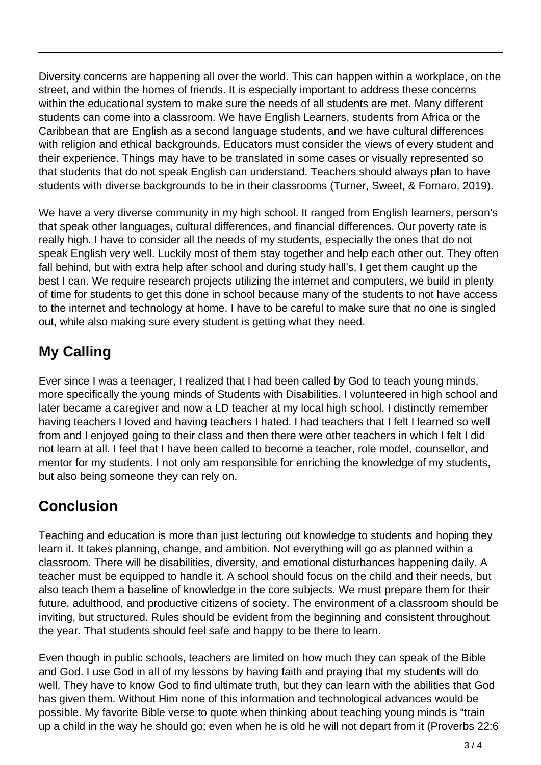Diversity concerns are happening all over the world. This can happen within a workplace, on the street, and within the homes of friends. It is especially important to address these concerns within the educational system to make sure the needs of all students are met. Many different students can come into a classroom. We have English Learners, students from Africa or the Caribbean that are English as a second language students, and we have cultural differences with religion and ethical backgrounds. Educators must consider the views of every student and their experience. Things may have to be translated in some cases or visually represented so that students that do not speak English can understand. Teachers should always plan to have students with diverse backgrounds to be in their classrooms (Turner, Sweet, & Fornaro, 2019).

We have a very diverse community in my high school. It ranged from English learners, person's that speak other languages, cultural differences, and financial differences. Our poverty rate is really high. I have to consider all the needs of my students, especially the ones that do not speak English very well. Luckily most of them stay together and help each other out. They often fall behind, but with extra help after school and during study hall's, I get them caught up the best I can. We require research projects utilizing the internet and computers, we build in plenty of time for students to get this done in school because many of the students to not have access to the internet and technology at home. I have to be careful to make sure that no one is singled out, while also making sure every student is getting what they need.

## My Calling

Ever since I was a teenager, I realized that I had been called by God to teach young minds, more specifically the young minds of Students with Disabilities. I volunteered in high school and later became a caregiver and now a LD teacher at my local high school. I distinctly remember having teachers I loved and having teachers I hated. I had teachers that I felt I learned so well from and I enjoyed going to their class and then there were other teachers in which I felt I did not learn at all. I feel that I have been called to become a teacher, role model, counsellor, and mentor for my students. I not only am responsible for enriching the knowledge of my students, but also being someone they can rely on.

## Conclusion

Teaching and education is more than just lecturing out knowledge to students and hoping they learn it. It takes planning, change, and ambition. Not everything will go as planned within a classroom. There will be disabilities, diversity, and emotional disturbances happening daily. A teacher must be equipped to handle it. A school should focus on the child and their needs, but also teach them a baseline of knowledge in the core subjects. We must prepare them for their future, adulthood, and productive citizens of society. The environment of a classroom should be inviting, but structured. Rules should be evident from the beginning and consistent throughout the year. That students should feel safe and happy to be there to learn.

Even though in public schools, teachers are limited on how much they can speak of the Bible and God. I use God in all of my lessons by having faith and praying that my students will do well. They have to know God to find ultimate truth, but they can learn with the abilities that God has given them. Without Him none of this information and technological advances would be possible. My favorite Bible verse to quote when thinking about teaching young minds is "train up a child in the way he should go; even when he is old he will not depart from it (Proverbs 22:6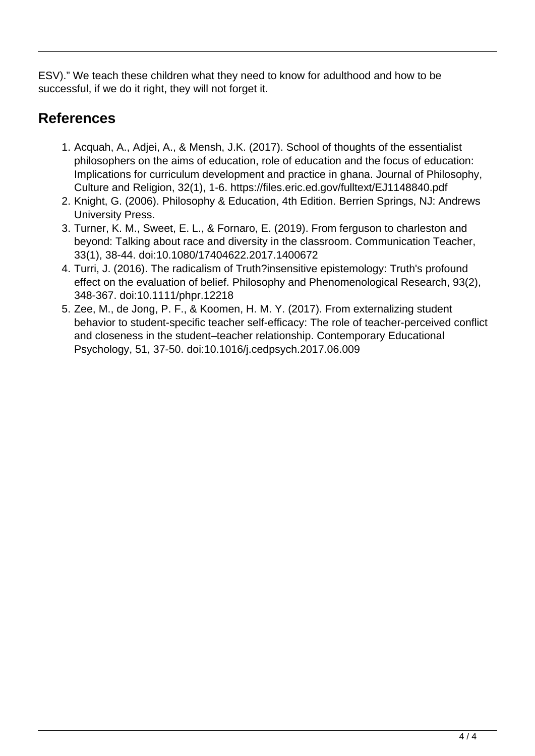ESV)." We teach these children what they need to know for adulthood and how to be successful, if we do it right, they will not forget it.

## References

1. Acquah, A., Adjei, A., & Mensh, J.K. (2017). School of thoughts of the essentialist philosophers on the aims of education, role of education and the focus of education: Implications for curriculum development and practice in ghana. Journal of Philosophy, Culture and Religion, 32(1), 1-6. https://files.eric.ed.gov/fulltext/EJ1148840.pdf
2. Knight, G. (2006). Philosophy & Education, 4th Edition. Berrien Springs, NJ: Andrews University Press.
3. Turner, K. M., Sweet, E. L., & Fornaro, E. (2019). From ferguson to charleston and beyond: Talking about race and diversity in the classroom. Communication Teacher, 33(1), 38-44. doi:10.1080/17404622.2017.1400672
4. Turri, J. (2016). The radicalism of Truth?insensitive epistemology: Truth's profound effect on the evaluation of belief. Philosophy and Phenomenological Research, 93(2), 348-367. doi:10.1111/phpr.12218
5. Zee, M., de Jong, P. F., & Koomen, H. M. Y. (2017). From externalizing student behavior to student-specific teacher self-efficacy: The role of teacher-perceived conflict and closeness in the student–teacher relationship. Contemporary Educational Psychology, 51, 37-50. doi:10.1016/j.cedpsych.2017.06.009